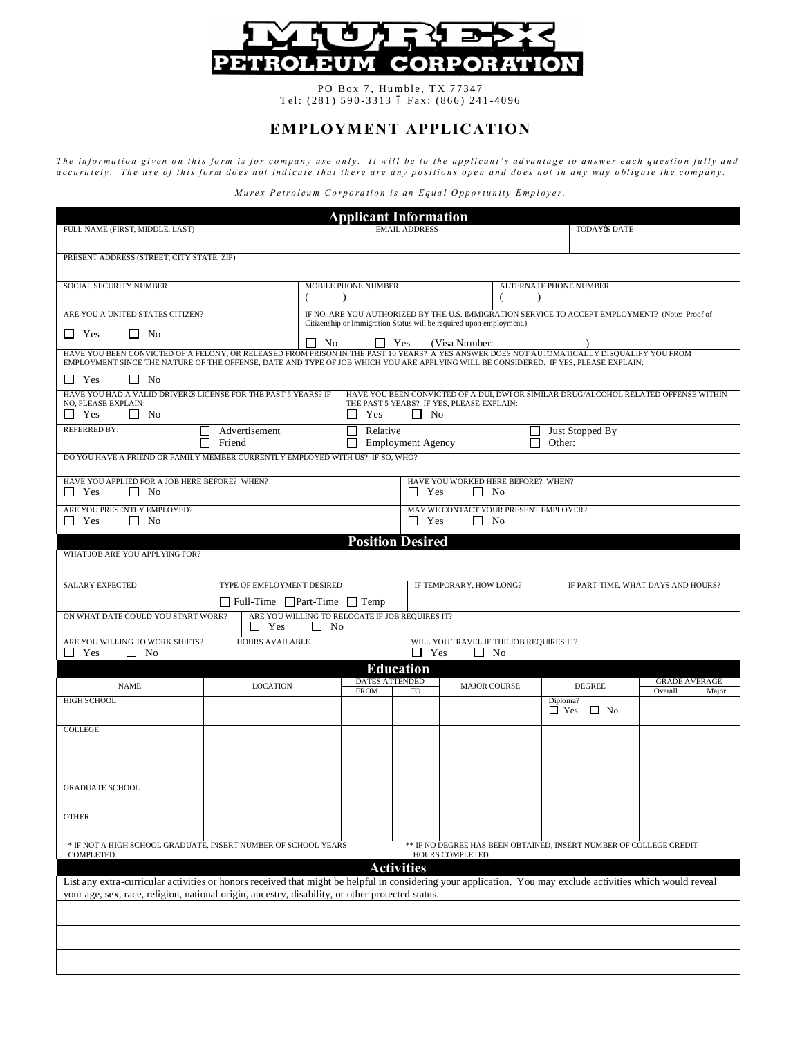# MUREX PETROLEUM CORPORATION

PO Box 7, Humble, TX 77347
Tel: (281) 590-3313 ó Fax: (866) 241-4096

## EMPLOYMENT APPLICATION

*The information given on this form is for company use only. It will be to the applicant's advantage to answer each question fully and accurately. The use of this form does not indicate that there are any positions open and does not in any way obligate the company.*

*Murex Petroleum Corporation is an Equal Opportunity Employer.*

### Applicant Information

| | | |
|---|---|---|
| FULL NAME (FIRST, MIDDLE, LAST) | EMAIL ADDRESS | TODAYÕS DATE |

PRESENT ADDRESS (STREET, CITY STATE, ZIP)

| | | |
|---|---|---|
| SOCIAL SECURITY NUMBER | MOBILE PHONE NUMBER ( ) | ALTERNATE PHONE NUMBER ( ) |

| | |
|---|---|
| ARE YOU A UNITED STATES CITIZEN? ☐ Yes ☐ No | IF NO, ARE YOU AUTHORIZED BY THE U.S. IMMIGRATION SERVICE TO ACCEPT EMPLOYMENT? (Note: Proof of Citizenship or Immigration Status will be required upon employment.) ☐ No ☐ Yes (Visa Number: ) |

HAVE YOU BEEN CONVICTED OF A FELONY, OR RELEASED FROM PRISON IN THE PAST 10 YEARS? A YES ANSWER DOES NOT AUTOMATICALLY DISQUALIFY YOU FROM EMPLOYMENT SINCE THE NATURE OF THE OFFENSE, DATE AND TYPE OF JOB WHICH YOU ARE APPLYING WILL BE CONSIDERED. IF YES, PLEASE EXPLAIN:

☐ Yes ☐ No

| | |
|---|---|
| HAVE YOU HAD A VALID DRIVERÕS LICENSE FOR THE PAST 5 YEARS? IF NO, PLEASE EXPLAIN: ☐ Yes ☐ No | HAVE YOU BEEN CONVICTED OF A DUI, DWI OR SIMILAR DRUG/ALCOHOL RELATED OFFENSE WITHIN THE PAST 5 YEARS? IF YES, PLEASE EXPLAIN: ☐ Yes ☐ No |

REFERRED BY: ☐ Advertisement ☐ Friend ☐ Relative ☐ Employment Agency ☐ Just Stopped By ☐ Other:

DO YOU HAVE A FRIEND OR FAMILY MEMBER CURRENTLY EMPLOYED WITH US? IF SO, WHO?

| | |
|---|---|
| HAVE YOU APPLIED FOR A JOB HERE BEFORE? WHEN? ☐ Yes ☐ No | HAVE YOU WORKED HERE BEFORE? WHEN? ☐ Yes ☐ No |
| ARE YOU PRESENTLY EMPLOYED? ☐ Yes ☐ No | MAY WE CONTACT YOUR PRESENT EMPLOYER? ☐ Yes ☐ No |

### Position Desired

WHAT JOB ARE YOU APPLYING FOR?

| | | | |
|---|---|---|---|
| SALARY EXPECTED | TYPE OF EMPLOYMENT DESIRED ☐ Full-Time ☐ Part-Time ☐ Temp | IF TEMPORARY, HOW LONG? | IF PART-TIME, WHAT DAYS AND HOURS? |

| | |
|---|---|
| ON WHAT DATE COULD YOU START WORK? | ARE YOU WILLING TO RELOCATE IF JOB REQUIRES IT? ☐ Yes ☐ No |

| | | |
|---|---|---|
| ARE YOU WILLING TO WORK SHIFTS? ☐ Yes ☐ No | HOURS AVAILABLE | WILL YOU TRAVEL IF THE JOB REQUIRES IT? ☐ Yes ☐ No |

### Education

| NAME | LOCATION | DATES ATTENDED | | MAJOR COURSE | DEGREE | GRADE AVERAGE | |
|---|---|---|---|---|---|---|---|
| | | FROM | TO | | | Overall | Major |
| HIGH SCHOOL | | | | | Diploma? ☐ Yes ☐ No | | |
| COLLEGE | | | | | | | |
| | | | | | | | |
| GRADUATE SCHOOL | | | | | | | |
| OTHER | | | | | | | |

\* IF NOT A HIGH SCHOOL GRADUATE, INSERT NUMBER OF SCHOOL YEARS COMPLETED.

\*\* IF NO DEGREE HAS BEEN OBTAINED, INSERT NUMBER OF COLLEGE CREDIT HOURS COMPLETED.

### Activities

List any extra-curricular activities or honors received that might be helpful in considering your application. You may exclude activities which would reveal your age, sex, race, religion, national origin, ancestry, disability, or other protected status.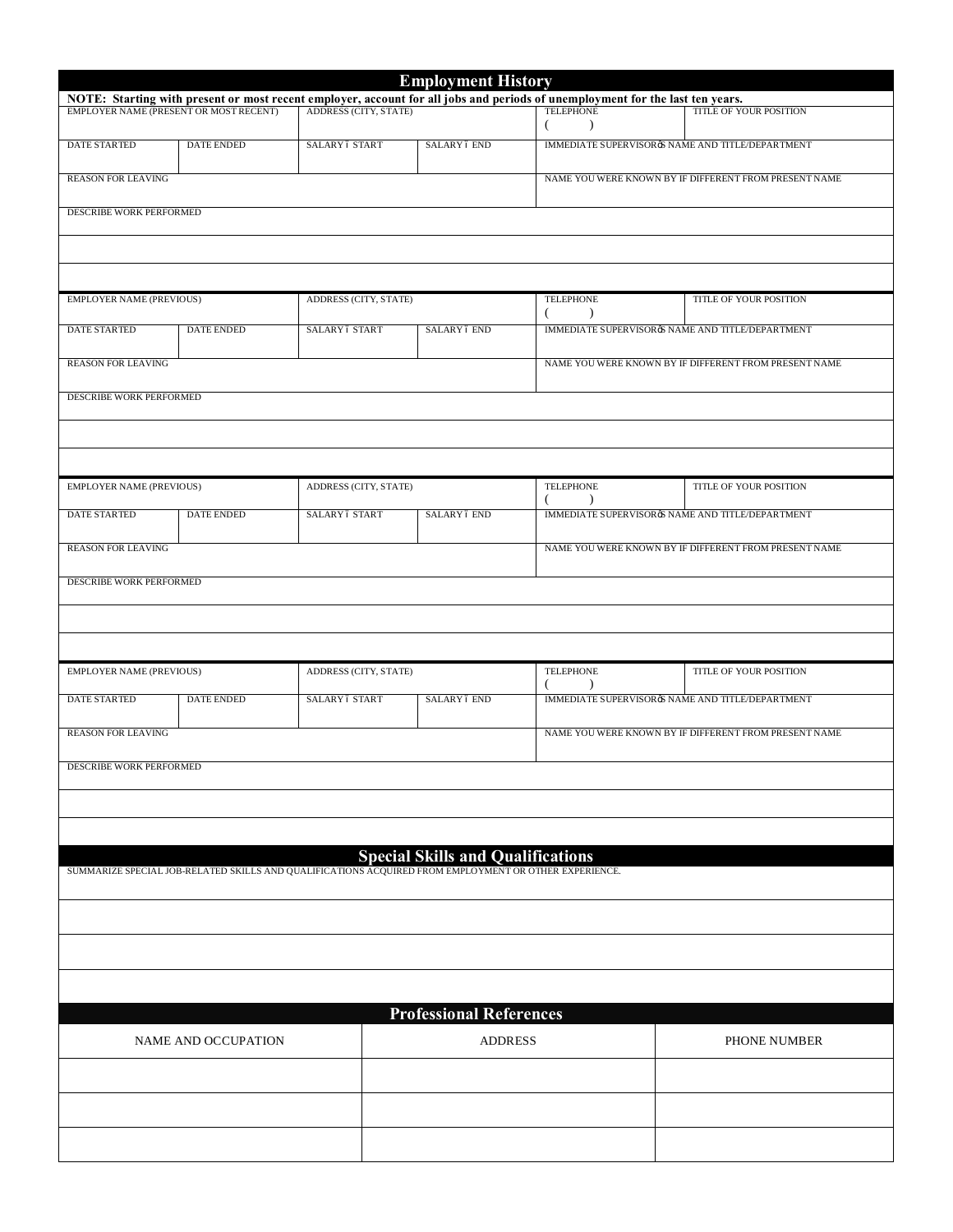## Employment History

**NOTE: Starting with present or most recent employer, account for all jobs and periods of unemployment for the last ten years.**

| EMPLOYER NAME (PRESENT OR MOST RECENT) | | ADDRESS (CITY, STATE) | | TELEPHONE ( ) | TITLE OF YOUR POSITION |
|---|---|---|---|---|---|
| DATE STARTED | DATE ENDED | SALARY – START | SALARY – END | IMMEDIATE SUPERVISOR'S NAME AND TITLE/DEPARTMENT | |
| REASON FOR LEAVING | | | | NAME YOU WERE KNOWN BY IF DIFFERENT FROM PRESENT NAME | |
| DESCRIBE WORK PERFORMED | | | | | |
| | | | | | |
| | | | | | |

| EMPLOYER NAME (PREVIOUS) | | ADDRESS (CITY, STATE) | | TELEPHONE ( ) | TITLE OF YOUR POSITION |
|---|---|---|---|---|---|
| DATE STARTED | DATE ENDED | SALARY – START | SALARY – END | IMMEDIATE SUPERVISOR'S NAME AND TITLE/DEPARTMENT | |
| REASON FOR LEAVING | | | | NAME YOU WERE KNOWN BY IF DIFFERENT FROM PRESENT NAME | |
| DESCRIBE WORK PERFORMED | | | | | |
| | | | | | |
| | | | | | |

| EMPLOYER NAME (PREVIOUS) | | ADDRESS (CITY, STATE) | | TELEPHONE ( ) | TITLE OF YOUR POSITION |
|---|---|---|---|---|---|
| DATE STARTED | DATE ENDED | SALARY – START | SALARY – END | IMMEDIATE SUPERVISOR'S NAME AND TITLE/DEPARTMENT | |
| REASON FOR LEAVING | | | | NAME YOU WERE KNOWN BY IF DIFFERENT FROM PRESENT NAME | |
| DESCRIBE WORK PERFORMED | | | | | |
| | | | | | |
| | | | | | |

| EMPLOYER NAME (PREVIOUS) | | ADDRESS (CITY, STATE) | | TELEPHONE ( ) | TITLE OF YOUR POSITION |
|---|---|---|---|---|---|
| DATE STARTED | DATE ENDED | SALARY – START | SALARY – END | IMMEDIATE SUPERVISOR'S NAME AND TITLE/DEPARTMENT | |
| REASON FOR LEAVING | | | | NAME YOU WERE KNOWN BY IF DIFFERENT FROM PRESENT NAME | |
| DESCRIBE WORK PERFORMED | | | | | |
| | | | | | |
| | | | | | |

## Special Skills and Qualifications

SUMMARIZE SPECIAL JOB-RELATED SKILLS AND QUALIFICATIONS ACQUIRED FROM EMPLOYMENT OR OTHER EXPERIENCE.

## Professional References

| NAME AND OCCUPATION | ADDRESS | PHONE NUMBER |
|---|---|---|
| | | |
| | | |
| | | |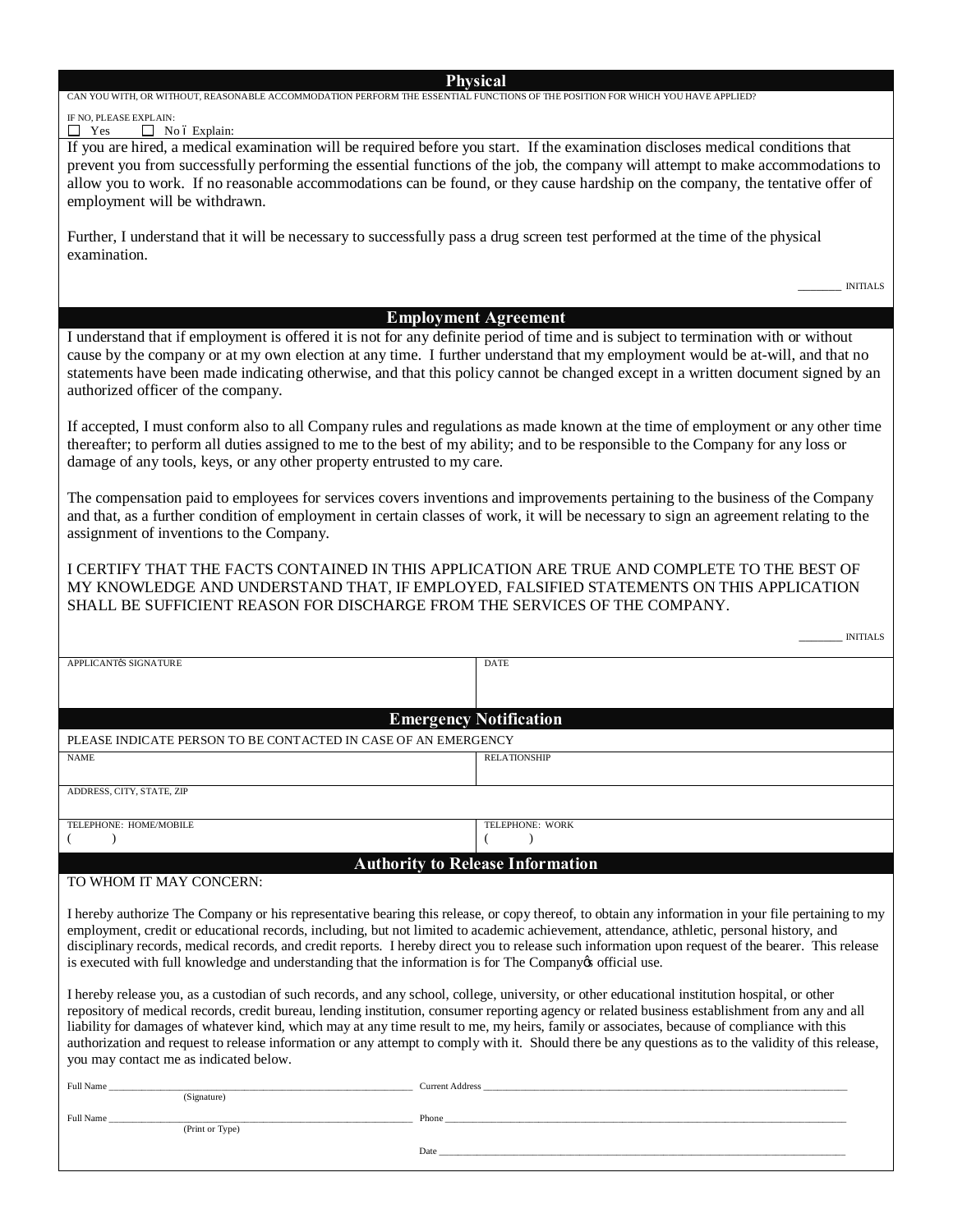## Physical

CAN YOU WITH, OR WITHOUT, REASONABLE ACCOMMODATION PERFORM THE ESSENTIAL FUNCTIONS OF THE POSITION FOR WHICH YOU HAVE APPLIED?

IF NO, PLEASE EXPLAIN:

☐ Yes ☐ No – Explain:

If you are hired, a medical examination will be required before you start. If the examination discloses medical conditions that prevent you from successfully performing the essential functions of the job, the company will attempt to make accommodations to allow you to work. If no reasonable accommodations can be found, or they cause hardship on the company, the tentative offer of employment will be withdrawn.

Further, I understand that it will be necessary to successfully pass a drug screen test performed at the time of the physical examination.

________ INITIALS

## Employment Agreement

I understand that if employment is offered it is not for any definite period of time and is subject to termination with or without cause by the company or at my own election at any time. I further understand that my employment would be at-will, and that no statements have been made indicating otherwise, and that this policy cannot be changed except in a written document signed by an authorized officer of the company.

If accepted, I must conform also to all Company rules and regulations as made known at the time of employment or any other time thereafter; to perform all duties assigned to me to the best of my ability; and to be responsible to the Company for any loss or damage of any tools, keys, or any other property entrusted to my care.

The compensation paid to employees for services covers inventions and improvements pertaining to the business of the Company and that, as a further condition of employment in certain classes of work, it will be necessary to sign an agreement relating to the assignment of inventions to the Company.

I CERTIFY THAT THE FACTS CONTAINED IN THIS APPLICATION ARE TRUE AND COMPLETE TO THE BEST OF MY KNOWLEDGE AND UNDERSTAND THAT, IF EMPLOYED, FALSIFIED STATEMENTS ON THIS APPLICATION SHALL BE SUFFICIENT REASON FOR DISCHARGE FROM THE SERVICES OF THE COMPANY.

________ INITIALS

| APPLICANT'S SIGNATURE | DATE |
|---|---|
| | |

## Emergency Notification

PLEASE INDICATE PERSON TO BE CONTACTED IN CASE OF AN EMERGENCY

| NAME | RELATIONSHIP |
|---|---|
| ADDRESS, CITY, STATE, ZIP | |
| TELEPHONE: HOME/MOBILE<br>( ) | TELEPHONE: WORK<br>( ) |

## Authority to Release Information

TO WHOM IT MAY CONCERN:

I hereby authorize The Company or his representative bearing this release, or copy thereof, to obtain any information in your file pertaining to my employment, credit or educational records, including, but not limited to academic achievement, attendance, athletic, personal history, and disciplinary records, medical records, and credit reports. I hereby direct you to release such information upon request of the bearer. This release is executed with full knowledge and understanding that the information is for The Company's official use.

I hereby release you, as a custodian of such records, and any school, college, university, or other educational institution hospital, or other repository of medical records, credit bureau, lending institution, consumer reporting agency or related business establishment from any and all liability for damages of whatever kind, which may at any time result to me, my heirs, family or associates, because of compliance with this authorization and request to release information or any attempt to comply with it. Should there be any questions as to the validity of this release, you may contact me as indicated below.

Full Name ______________________________ (Signature)    Current Address ______________________________

Full Name ______________________________ (Print or Type)    Phone ______________________________

Date ______________________________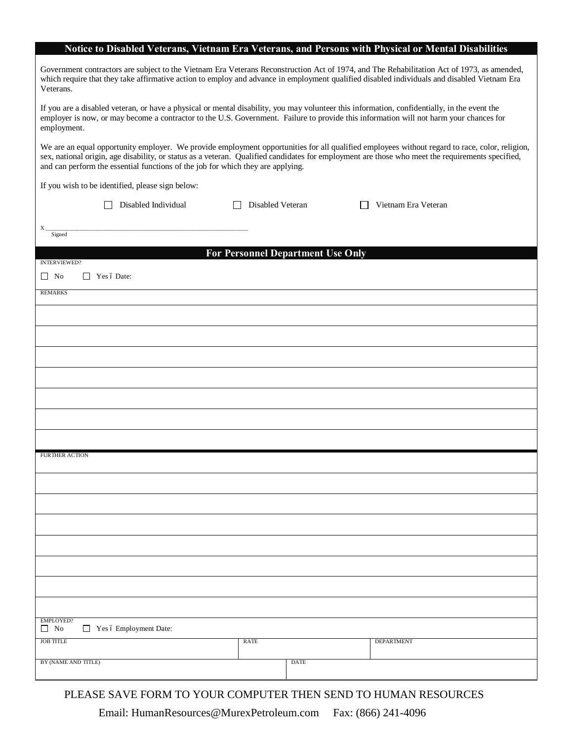## Notice to Disabled Veterans, Vietnam Era Veterans, and Persons with Physical or Mental Disabilities

Government contractors are subject to the Vietnam Era Veterans Reconstruction Act of 1974, and The Rehabilitation Act of 1973, as amended, which require that they take affirmative action to employ and advance in employment qualified disabled individuals and disabled Vietnam Era Veterans.

If you are a disabled veteran, or have a physical or mental disability, you may volunteer this information, confidentially, in the event the employer is now, or may become a contractor to the U.S. Government. Failure to provide this information will not harm your chances for employment.

We are an equal opportunity employer. We provide employment opportunities for all qualified employees without regard to race, color, religion, sex, national origin, age disability, or status as a veteran. Qualified candidates for employment are those who meet the requirements specified, and can perform the essential functions of the job for which they are applying.

If you wish to be identified, please sign below:

☐ Disabled Individual ☐ Disabled Veteran ☐ Vietnam Era Veteran

X ____________________________________________
Signed

## For Personnel Department Use Only

INTERVIEWED?

☐ No ☐ Yes ó Date:

REMARKS

FURTHER ACTION

EMPLOYED?

☐ No ☐ Yes ó Employment Date:

| JOB TITLE | RATE | DEPARTMENT |
|---|---|---|
| | | |

| BY (NAME AND TITLE) | DATE |
|---|---|
| | |

PLEASE SAVE FORM TO YOUR COMPUTER THEN SEND TO HUMAN RESOURCES

Email: HumanResources@MurexPetroleum.com Fax: (866) 241-4096